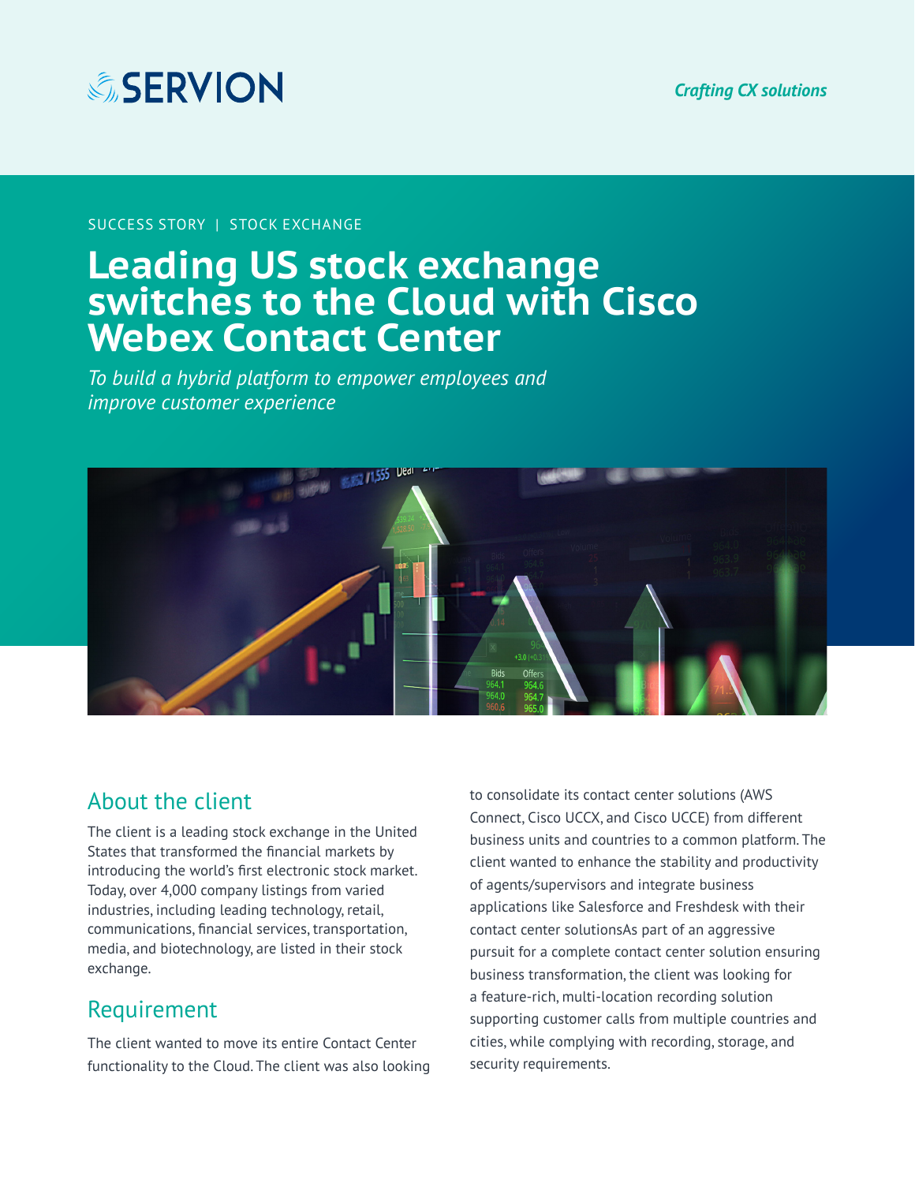# SERVION

*Crafting CX solutions*

SUCCESS STORY | STOCK EXCHANGE

# Leading US stock exchange switches to the Cloud with Cisco Webex Contact Center

*To build a hybrid platform to empower employees and improve customer experience*

## About the client

The client is a leading stock exchange in the United States that transformed the financial markets by introducing the world's first electronic stock market. Today, over 4,000 company listings from varied industries, including leading technology, retail, communications, financial services, transportation, media, and biotechnology, are listed in their stock exchange.

## Requirement

The client wanted to move its entire Contact Center functionality to the Cloud. The client was also looking to consolidate its contact center solutions (AWS Connect, Cisco UCCX, and Cisco UCCE) from different business units and countries to a common platform. The client wanted to enhance the stability and productivity of agents/supervisors and integrate business applications like Salesforce and Freshdesk with their contact center solutionsAs part of an aggressive pursuit for a complete contact center solution ensuring business transformation, the client was looking for a feature-rich, multi-location recording solution supporting customer calls from multiple countries and cities, while complying with recording, storage, and security requirements.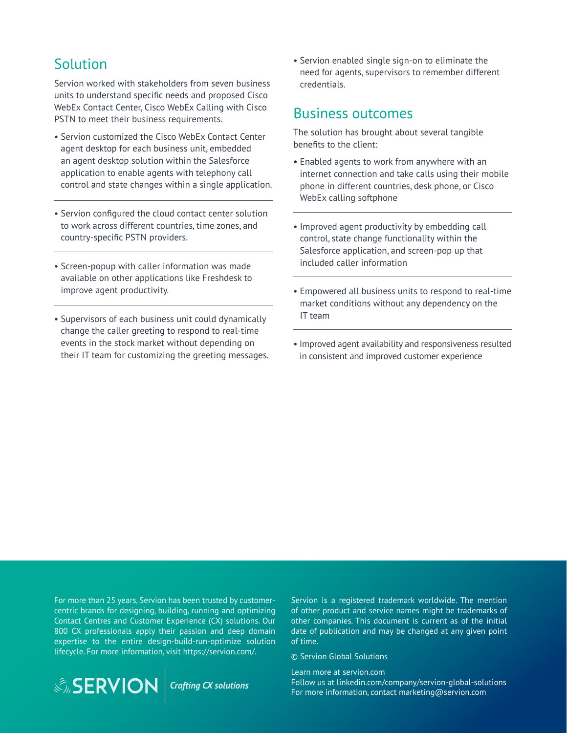## Solution

Servion worked with stakeholders from seven business units to understand specific needs and proposed Cisco WebEx Contact Center, Cisco WebEx Calling with Cisco PSTN to meet their business requirements.

- Servion customized the Cisco WebEx Contact Center agent desktop for each business unit, embedded an agent desktop solution within the Salesforce application to enable agents with telephony call control and state changes within a single application.
- Servion configured the cloud contact center solution to work across different countries, time zones, and country-specific PSTN providers.
- Screen-popup with caller information was made available on other applications like Freshdesk to improve agent productivity.
- Supervisors of each business unit could dynamically change the caller greeting to respond to real-time events in the stock market without depending on their IT team for customizing the greeting messages.
- Servion enabled single sign-on to eliminate the need for agents, supervisors to remember different credentials.

## Business outcomes

The solution has brought about several tangible benefits to the client:

- Enabled agents to work from anywhere with an internet connection and take calls using their mobile phone in different countries, desk phone, or Cisco WebEx calling softphone
- Improved agent productivity by embedding call control, state change functionality within the Salesforce application, and screen-pop up that included caller information
- Empowered all business units to respond to real-time market conditions without any dependency on the IT team
- Improved agent availability and responsiveness resulted in consistent and improved customer experience

For more than 25 years, Servion has been trusted by customer-centric brands for designing, building, running and optimizing Contact Centres and Customer Experience (CX) solutions. Our 800 CX professionals apply their passion and deep domain expertise to the entire design-build-run-optimize solution lifecycle. For more information, visit https://servion.com/.

SERVION | *Crafting CX solutions*

Servion is a registered trademark worldwide. The mention of other product and service names might be trademarks of other companies. This document is current as of the initial date of publication and may be changed at any given point of time.

© Servion Global Solutions

Learn more at servion.com
Follow us at linkedin.com/company/servion-global-solutions
For more information, contact marketing@servion.com